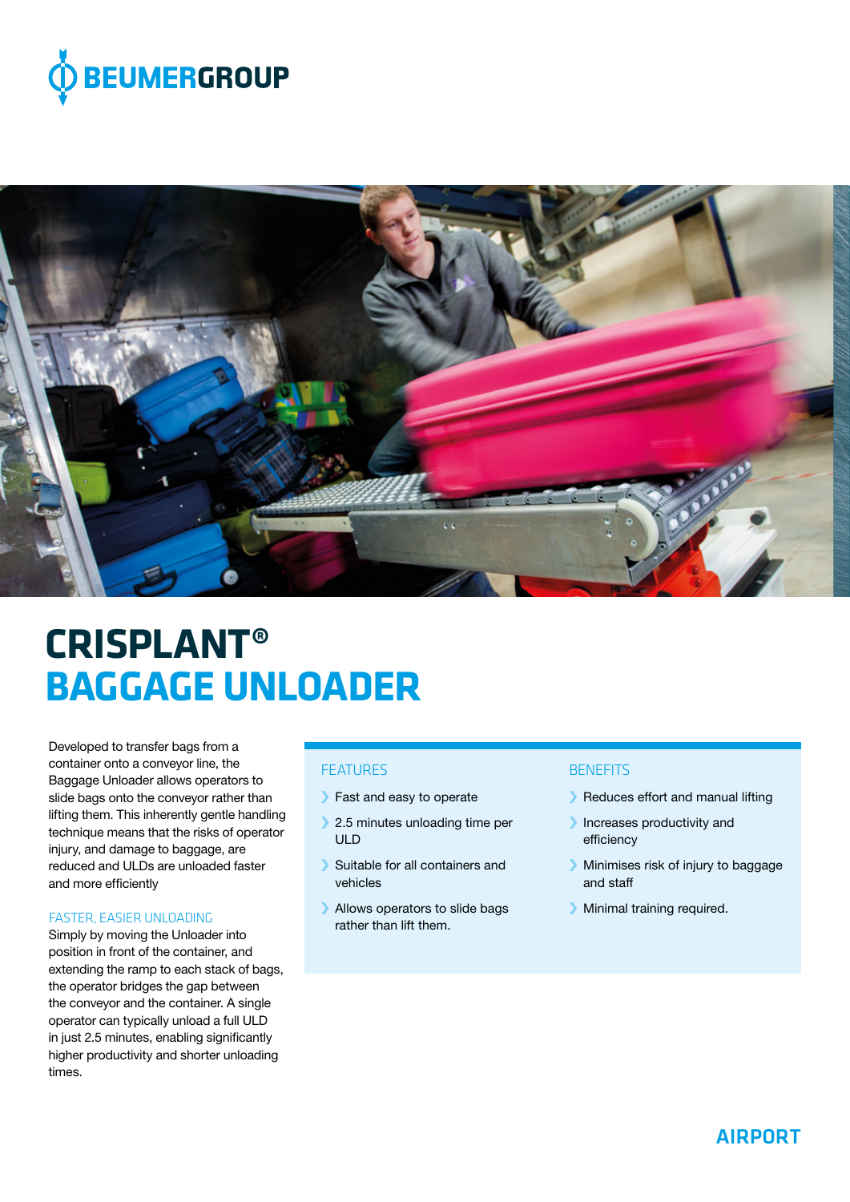# CRISPLANT®
# BAGGAGE UNLOADER

Developed to transfer bags from a container onto a conveyor line, the Baggage Unloader allows operators to slide bags onto the conveyor rather than lifting them. This inherently gentle handling technique means that the risks of operator injury, and damage to baggage, are reduced and ULDs are unloaded faster and more efficiently

## FASTER, EASIER UNLOADING

Simply by moving the Unloader into position in front of the container, and extending the ramp to each stack of bags, the operator bridges the gap between the conveyor and the container. A single operator can typically unload a full ULD in just 2.5 minutes, enabling significantly higher productivity and shorter unloading times.

## FEATURES

- Fast and easy to operate
- 2.5 minutes unloading time per ULD
- Suitable for all containers and vehicles
- Allows operators to slide bags rather than lift them.

## BENEFITS

- Reduces effort and manual lifting
- Increases productivity and efficiency
- Minimises risk of injury to baggage and staff
- Minimal training required.

AIRPORT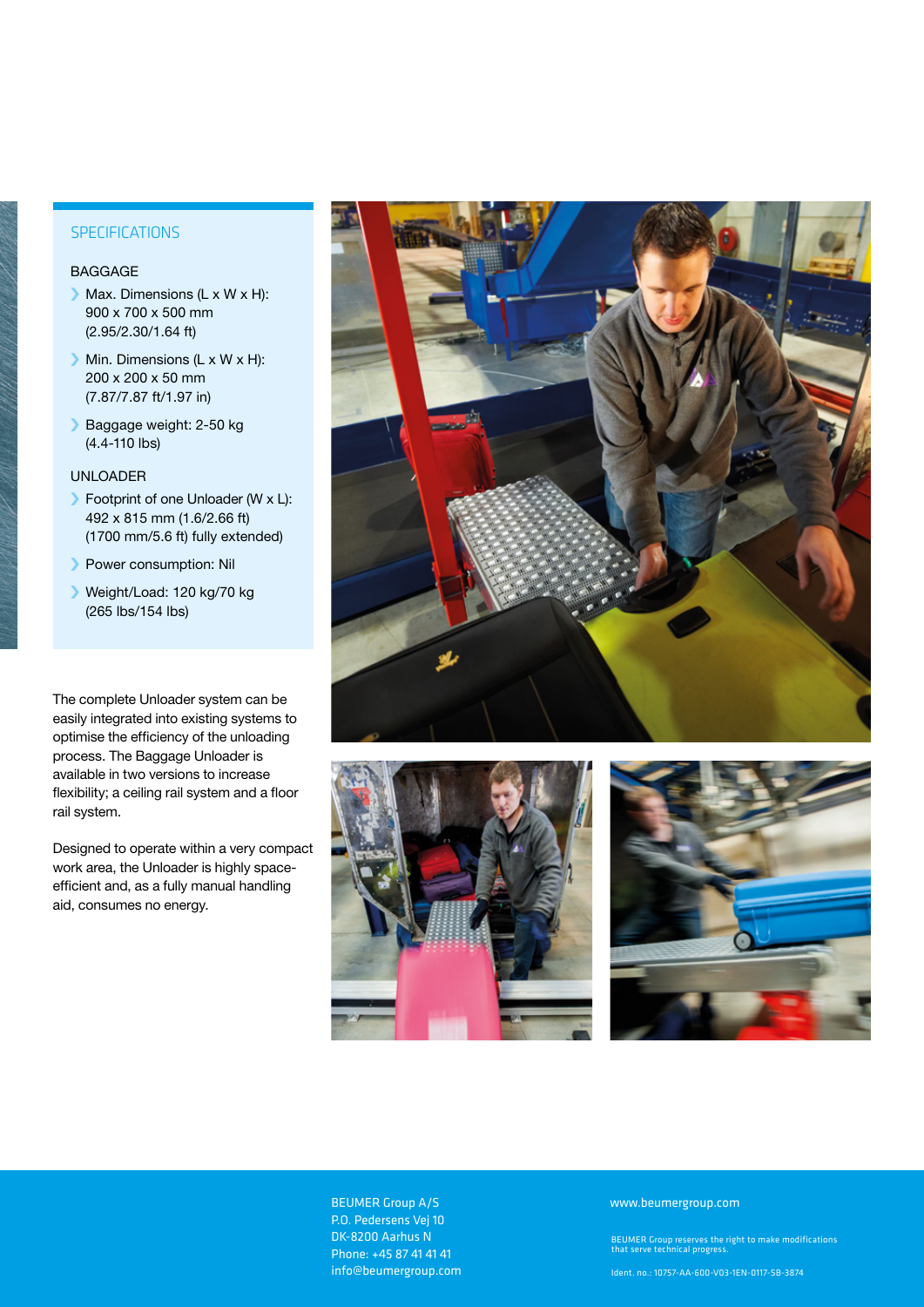## SPECIFICATIONS

### BAGGAGE

- Max. Dimensions (L x W x H): 900 x 700 x 500 mm (2.95/2.30/1.64 ft)
- Min. Dimensions (L x W x H): 200 x 200 x 50 mm (7.87/7.87 ft/1.97 in)
- Baggage weight: 2-50 kg (4.4-110 lbs)

### UNLOADER

- Footprint of one Unloader (W x L): 492 x 815 mm (1.6/2.66 ft) (1700 mm/5.6 ft) fully extended)
- Power consumption: Nil
- Weight/Load: 120 kg/70 kg (265 lbs/154 lbs)

The complete Unloader system can be easily integrated into existing systems to optimise the efficiency of the unloading process. The Baggage Unloader is available in two versions to increase flexibility; a ceiling rail system and a floor rail system.

Designed to operate within a very compact work area, the Unloader is highly space-efficient and, as a fully manual handling aid, consumes no energy.

BEUMER Group A/S
P.O. Pedersens Vej 10
DK-8200 Aarhus N
Phone: +45 87 41 41 41
info@beumergroup.com

www.beumergroup.com

BEUMER Group reserves the right to make modifications that serve technical progress.

Ident. no.: 10757-AA-600-V03-1EN-0117-SB-3874